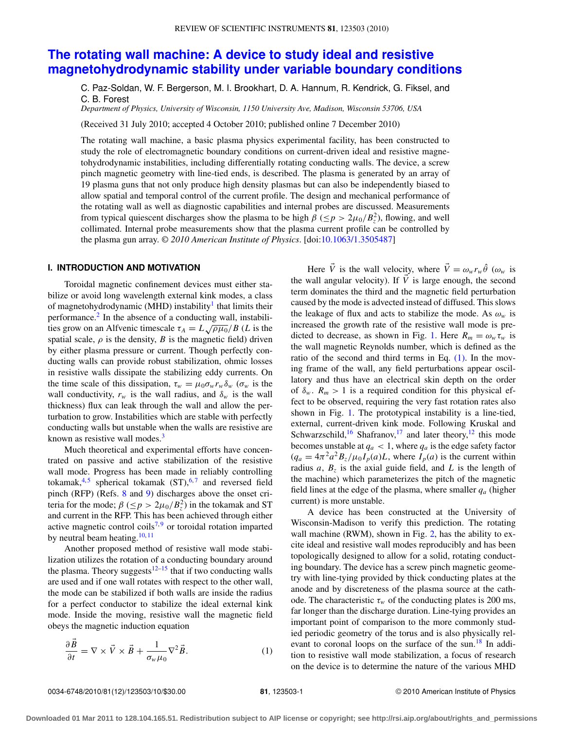# The rotating wall machine: A device to study ideal and resistive magnetohydrodynamic stability under variable boundary conditions

C. Paz-Soldan, W. F. Bergerson, M. I. Brookhart, D. A. Hannum, R. Kendrick, G. Fiksel, and C. B. Forest

*Department of Physics, University of Wisconsin, 1150 University Ave, Madison, Wisconsin 53706, USA*

(Received 31 July 2010; accepted 4 October 2010; published online 7 December 2010)

The rotating wall machine, a basic plasma physics experimental facility, has been constructed to study the role of electromagnetic boundary conditions on current-driven ideal and resistive magnetohydrodynamic instabilities, including differentially rotating conducting walls. The device, a screw pinch magnetic geometry with line-tied ends, is described. The plasma is generated by an array of 19 plasma guns that not only produce high density plasmas but can also be independently biased to allow spatial and temporal control of the current profile. The design and mechanical performance of the rotating wall as well as diagnostic capabilities and internal probes are discussed. Measurements from typical quiescent discharges show the plasma to be high $\beta$ ($\le p > 2\mu_0/B_z^2$), flowing, and well collimated. Internal probe measurements show that the plasma current profile can be controlled by the plasma gun array. *© 2010 American Institute of Physics*. [doi:10.1063/1.3505487]

## I. INTRODUCTION AND MOTIVATION

Toroidal magnetic confinement devices must either stabilize or avoid long wavelength external kink modes, a class of magnetohydrodynamic (MHD) instability[1] that limits their performance.[2] In the absence of a conducting wall, instabilities grow on an Alfvenic timescale $\tau_A = L\sqrt{\rho\mu_0}/B$ ($L$ is the spatial scale, $\rho$ is the density, $B$ is the magnetic field) driven by either plasma pressure or current. Though perfectly conducting walls can provide robust stabilization, ohmic losses in resistive walls dissipate the stabilizing eddy currents. On the time scale of this dissipation, $\tau_w = \mu_0\sigma_w r_w \delta_w$ ($\sigma_w$ is the wall conductivity, $r_w$ is the wall radius, and $\delta_w$ is the wall thickness) flux can leak through the wall and allow the perturbation to grow. Instabilities which are stable with perfectly conducting walls but unstable when the walls are resistive are known as resistive wall modes.[3]

Much theoretical and experimental efforts have concentrated on passive and active stabilization of the resistive wall mode. Progress has been made in reliably controlling tokamak,[4,5] spherical tokamak (ST),[6,7] and reversed field pinch (RFP) (Refs. 8 and 9) discharges above the onset criteria for the mode; $\beta$ ($\le p > 2\mu_0/B_z^2$) in the tokamak and ST and current in the RFP. This has been achieved through either active magnetic control coils[7,9] or toroidal rotation imparted by neutral beam heating.[10,11]

Another proposed method of resistive wall mode stabilization utilizes the rotation of a conducting boundary around the plasma. Theory suggests[12–15] that if two conducting walls are used and if one wall rotates with respect to the other wall, the mode can be stabilized if both walls are inside the radius for a perfect conductor to stabilize the ideal external kink mode. Inside the moving, resistive wall the magnetic field obeys the magnetic induction equation

$$\frac{\partial \vec{B}}{\partial t} = \nabla \times \vec{V} \times \vec{B} + \frac{1}{\sigma_w \mu_0}\nabla^2 \vec{B}. \tag{1}$$

Here $\vec{V}$ is the wall velocity, where $\vec{V} = \omega_w r_w \hat{\theta}$ ($\omega_w$ is the wall angular velocity). If $\vec{V}$ is large enough, the second term dominates the third and the magnetic field perturbation caused by the mode is advected instead of diffused. This slows the leakage of flux and acts to stabilize the mode. As $\omega_w$ is increased the growth rate of the resistive wall mode is predicted to decrease, as shown in Fig. 1. Here $R_m = \omega_w \tau_w$ is the wall magnetic Reynolds number, which is defined as the ratio of the second and third terms in Eq. (1). In the moving frame of the wall, any field perturbations appear oscillatory and thus have an electrical skin depth on the order of $\delta_w$. $R_m > 1$ is a required condition for this physical effect to be observed, requiring the very fast rotation rates also shown in Fig. 1. The prototypical instability is a line-tied, external, current-driven kink mode. Following Kruskal and Schwarzschild,[16] Shafranov,[17] and later theory,[12] this mode becomes unstable at $q_a < 1$, where $q_a$ is the edge safety factor ($q_a = 4\pi^2 a^2 B_z/\mu_0 I_p(a) L$, where $I_p(a)$ is the current within radius $a$, $B_z$ is the axial guide field, and $L$ is the length of the machine) which parameterizes the pitch of the magnetic field lines at the edge of the plasma, where smaller $q_a$ (higher current) is more unstable.

A device has been constructed at the University of Wisconsin-Madison to verify this prediction. The rotating wall machine (RWM), shown in Fig. 2, has the ability to excite ideal and resistive wall modes reproducibly and has been topologically designed to allow for a solid, rotating conducting boundary. The device has a screw pinch magnetic geometry with line-tying provided by thick conducting plates at the anode and by discreteness of the plasma source at the cathode. The characteristic $\tau_w$ of the conducting plates is 200 ms, far longer than the discharge duration. Line-tying provides an important point of comparison to the more commonly studied periodic geometry of the torus and is also physically relevant to coronal loops on the surface of the sun.[18] In addition to resistive wall mode stabilization, a focus of research on the device is to determine the nature of the various MHD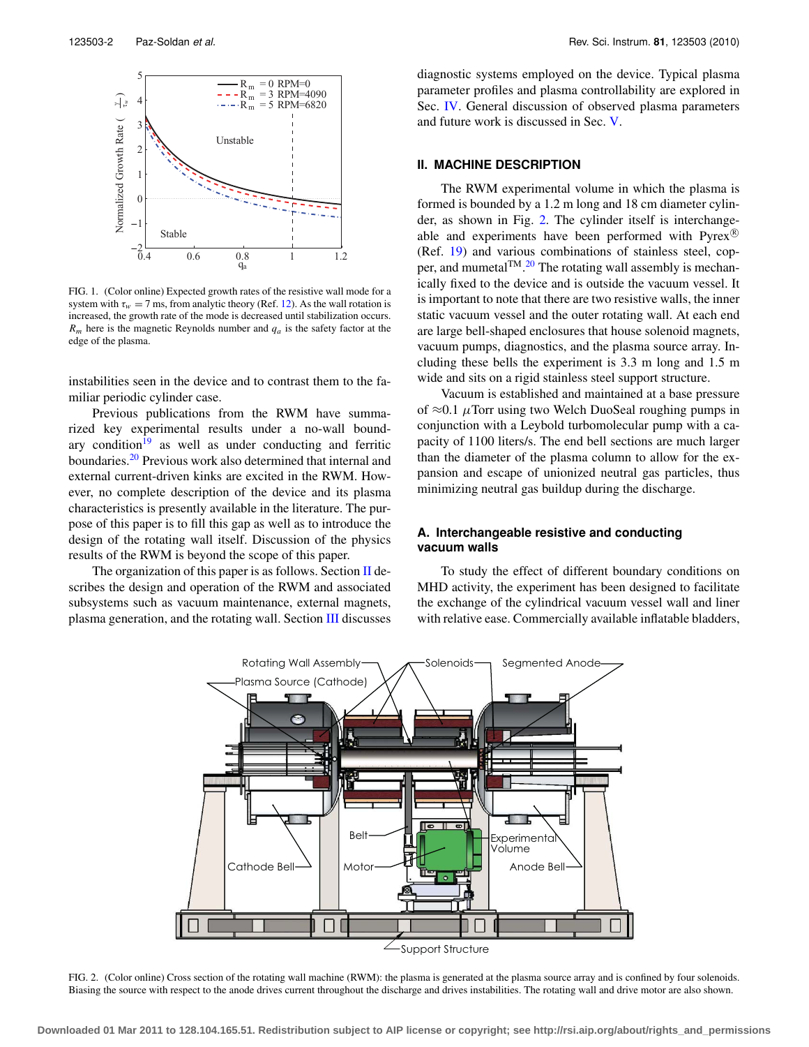FIG. 1. (Color online) Expected growth rates of the resistive wall mode for a system with $\tau_w = 7$ ms, from analytic theory (Ref. 12). As the wall rotation is increased, the growth rate of the mode is decreased until stabilization occurs. $R_m$ here is the magnetic Reynolds number and $q_a$ is the safety factor at the edge of the plasma.

instabilities seen in the device and to contrast them to the familiar periodic cylinder case.

Previous publications from the RWM have summarized key experimental results under a no-wall boundary condition[19] as well as under conducting and ferritic boundaries.[20] Previous work also determined that internal and external current-driven kinks are excited in the RWM. However, no complete description of the device and its plasma characteristics is presently available in the literature. The purpose of this paper is to fill this gap as well as to introduce the design of the rotating wall itself. Discussion of the physics results of the RWM is beyond the scope of this paper.

The organization of this paper is as follows. Section II describes the design and operation of the RWM and associated subsystems such as vacuum maintenance, external magnets, plasma generation, and the rotating wall. Section III discusses diagnostic systems employed on the device. Typical plasma parameter profiles and plasma controllability are explored in Sec. IV. General discussion of observed plasma parameters and future work is discussed in Sec. V.

## II. MACHINE DESCRIPTION

The RWM experimental volume in which the plasma is formed is bounded by a 1.2 m long and 18 cm diameter cylinder, as shown in Fig. 2. The cylinder itself is interchangeable and experiments have performed with Pyrex® (Ref. 19) and various combinations of stainless steel, copper, and mumetal™.[20] The rotating wall assembly is mechanically fixed to the device and is outside the vacuum vessel. It is important to note that there are two resistive walls, the inner static vacuum vessel and the outer rotating wall. At each end are large bell-shaped enclosures that house solenoid magnets, vacuum pumps, diagnostics, and the plasma source array. Including these bells the experiment is 3.3 m long and 1.5 m wide and sits on a rigid stainless steel support structure.

Vacuum is established and maintained at a base pressure of $\approx$0.1 $\mu$Torr using two Welch DuoSeal roughing pumps in conjunction with a Leybold turbomolecular pump with a capacity of 1100 liters/s. The end bell sections are much larger than the diameter of the plasma column to allow for the expansion and escape of unionized neutral gas particles, thus minimizing neutral gas buildup during the discharge.

### A. Interchangeable resistive and conducting vacuum walls

To study the effect of different boundary conditions on MHD activity, the experiment has been designed to facilitate the exchange of the cylindrical vacuum vessel wall and liner with relative ease. Commercially available inflatable bladders,

FIG. 2. (Color online) Cross section of the rotating wall machine (RWM): the plasma is generated at the plasma source array and is confined by four solenoids. Biasing the source with respect to the anode drives current throughout the discharge and drives instabilities. The rotating wall and drive motor are also shown.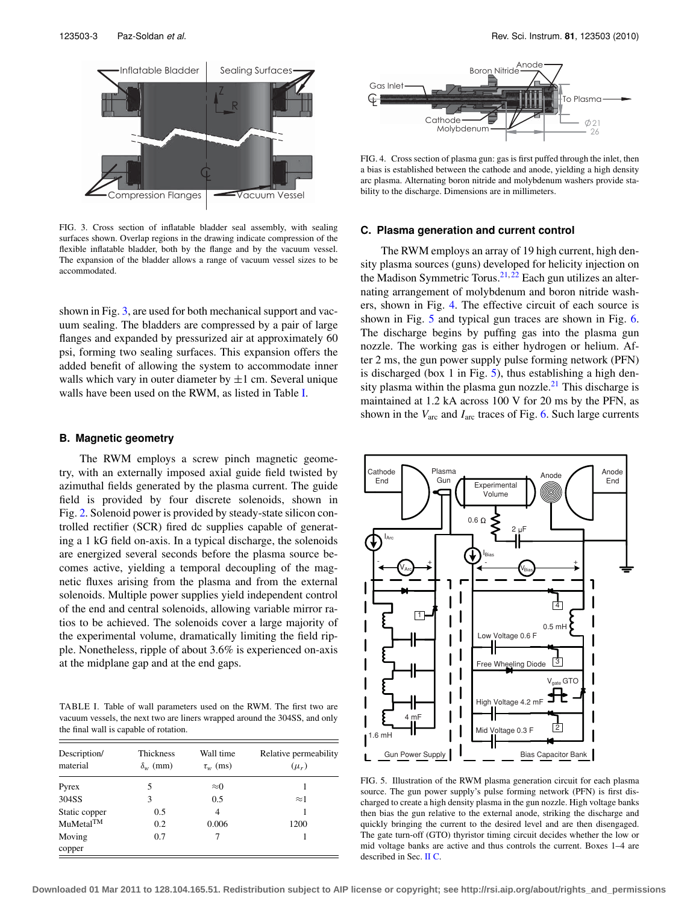FIG. 3. Cross section of inflatable bladder seal assembly, with sealing surfaces shown. Overlap regions in the drawing indicate compression of the flexible inflatable bladder, both by the flange and by the vacuum vessel. The expansion of the bladder allows a range of vacuum vessel sizes to be accommodated.

shown in Fig. 3, are used for both mechanical support and vacuum sealing. The bladders are compressed by a pair of large flanges and expanded by pressurized air at approximately 60 psi, forming two sealing surfaces. This expansion offers the added benefit of allowing the system to accommodate inner walls which vary in outer diameter by ±1 cm. Several unique walls have been used on the RWM, as listed in Table I.

### B. Magnetic geometry

The RWM employs a screw pinch magnetic geometry, with an externally imposed axial guide field twisted by azimuthal fields generated by the plasma current. The guide field is provided by four discrete solenoids, shown in Fig. 2. Solenoid power is provided by steady-state silicon controlled rectifier (SCR) fired dc supplies capable of generating a 1 kG field on-axis. In a typical discharge, the solenoids are energized several seconds before the plasma source becomes active, yielding a temporal decoupling of the magnetic fluxes arising from the plasma and from the external solenoids. Multiple power supplies yield independent control of the end and central solenoids, allowing variable mirror ratios to be achieved. The solenoids cover a large majority of the experimental volume, dramatically limiting the field ripple. Nonetheless, ripple of about 3.6% is experienced on-axis at the midplane gap and at the end gaps.

TABLE I. Table of wall parameters used on the RWM. The first two are vacuum vessels, the next two are liners wrapped around the 304SS, and only the final wall is capable of rotation.

| Description/ material | Thickness $\delta_w$ (mm) | Wall time $\tau_w$ (ms) | Relative permeability $(\mu_r)$ |
|---|---|---|---|
| Pyrex | 5 | ≈0 | 1 |
| 304SS | 3 | 0.5 | ≈1 |
| Static copper | 0.5 | 4 | 1 |
| MuMetal™ | 0.2 | 0.006 | 1200 |
| Moving copper | 0.7 | 7 | 1 |

FIG. 4. Cross section of plasma gun: gas is first puffed through the inlet, then a bias is established between the cathode and anode, yielding a high density arc plasma. Alternating boron nitride and molybdenum washers provide stability to the discharge. Dimensions are in millimeters.

### C. Plasma generation and current control

The RWM employs an array of 19 high current, high density plasma sources (guns) developed for helicity injection on the Madison Symmetric Torus.[21,22] Each gun utilizes an alternating arrangement of molybdenum and boron nitride washers, shown in Fig. 4. The effective circuit of each source is shown in Fig. 5 and typical gun traces are shown in Fig. 6. The discharge begins by puffing gas into the plasma gun nozzle. The working gas is either hydrogen or helium. After 2 ms, the gun power supply pulse forming network (PFN) is discharged (box 1 in Fig. 5), thus establishing a high density plasma within the plasma gun nozzle.[21] This discharge is maintained at 1.2 kA across 100 V for 20 ms by the PFN, as shown in the $V_{\text{arc}}$ and $I_{\text{arc}}$ traces of Fig. 6. Such large currents

FIG. 5. Illustration of the RWM plasma generation circuit for each plasma source. The gun power supply's pulse forming network (PFN) is first discharged to create a high density plasma in the gun nozzle. High voltage banks then bias the gun relative to the external anode, striking the discharge and quickly bringing the current to the desired level and are then disengaged. The gate turn-off (GTO) thyristor timing circuit decides whether the low or mid voltage banks are active and thus controls the current. Boxes 1–4 are described in Sec. II C.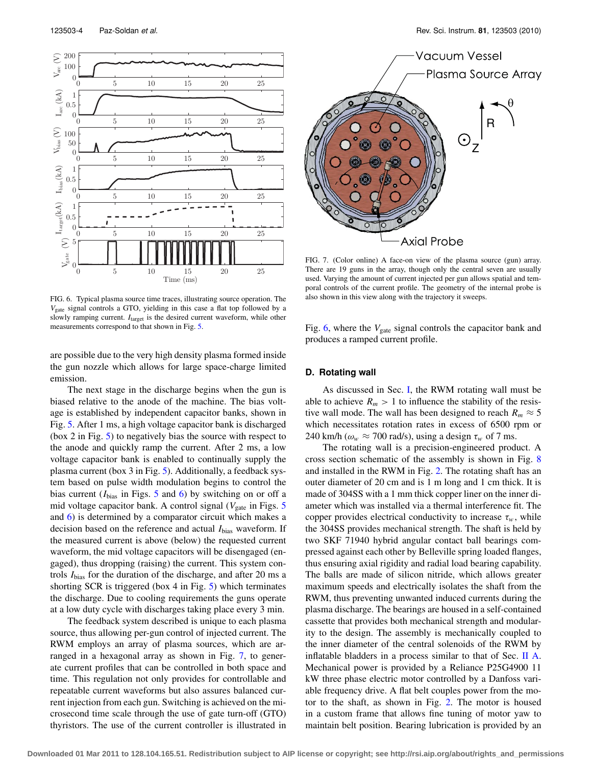FIG. 6. Typical plasma source time traces, illustrating source operation. The $V_{gate}$ signal controls a GTO, yielding in this case a flat top followed by a slowly ramping current. $I_{target}$ is the desired current waveform, while other measurements correspond to that shown in Fig. 5.

are possible due to the very high density plasma formed inside the gun nozzle which allows for large space-charge limited emission.

The next stage in the discharge begins when the gun is biased relative to the anode of the machine. The bias voltage is established by independent capacitor banks, shown in Fig. 5. After 1 ms, a high voltage capacitor bank is discharged (box 2 in Fig. 5) to negatively bias the source with respect to the anode and quickly ramp the current. After 2 ms, a low voltage capacitor bank is enabled to continually supply the plasma current (box 3 in Fig. 5). Additionally, a feedback system based on pulse width modulation begins to control the bias current ($I_{bias}$ in Figs. 5 and 6) by switching on or off a mid voltage capacitor bank. A control signal ($V_{gate}$ in Figs. 5 and 6) is determined by a comparator circuit which makes a decision based on the reference and actual $I_{bias}$ waveform. If the measured current is above (below) the requested current waveform, the mid voltage capacitors will be disengaged (engaged), thus dropping (raising) the current. This system controls $I_{bias}$ for the duration of the discharge, and after 20 ms a shorting SCR is triggered (box 4 in Fig. 5) which terminates the discharge. Due to cooling requirements the guns operate at a low duty cycle with discharges taking place every 3 min.

The feedback system described is unique to each plasma source, thus allowing per-gun control of injected current. The RWM employs an array of plasma sources, which are arranged in a hexagonal array as shown in Fig. 7, to generate current profiles that can be controlled in both space and time. This regulation not only provides for controllable and repeatable current waveforms but also assures balanced current injection from each gun. Switching is achieved on the microsecond time scale through the use of gate turn-off (GTO) thyristors. The use of the current controller is illustrated in Fig. 6, where the $V_{gate}$ signal controls the capacitor bank and produces a ramped current profile.

FIG. 7. (Color online) A face-on view of the plasma source (gun) array. There are 19 guns in the array, though only the central seven are usually used. Varying the amount of current injected per gun allows spatial and temporal controls of the current profile. The geometry of the internal probe is also shown in this view along with the trajectory it sweeps.

### D. Rotating wall

As discussed in Sec. I, the RWM rotating wall must be able to achieve $R_m > 1$ to influence the stability of the resistive wall mode. The wall has been designed to reach $R_m \approx 5$ which necessitates rotation rates in excess of 6500 rpm or 240 km/h ($\omega_w \approx 700$ rad/s), using a design $\tau_w$ of 7 ms.

The rotating wall is a precision-engineered product. A cross section schematic of the assembly is shown in Fig. 8 and installed in the RWM in Fig. 2. The rotating shaft has an outer diameter of 20 cm and is 1 m long and 1 cm thick. It is made of 304SS with a 1 mm thick copper liner on the inner diameter which was installed via a thermal interference fit. The copper provides electrical conductivity to increase $\tau_w$, while the 304SS provides mechanical strength. The shaft is held by two SKF 71940 hybrid angular contact ball bearings compressed against each other by Belleville spring loaded flanges, thus ensuring axial rigidity and radial load bearing capability. The balls are made of silicon nitride, which allows greater maximum speeds and electrically isolates the shaft from the RWM, thus preventing unwanted induced currents during the plasma discharge. The bearings are housed in a self-contained cassette that provides both mechanical strength and modularity to the design. The assembly is mechanically coupled to the inner diameter of the central solenoids of the RWM by inflatable bladders in a process similar to that of Sec. II A. Mechanical power is provided by a Reliance P25G4900 11 kW three phase electric motor controlled by a Danfoss variable frequency drive. A flat belt couples power from the motor to the shaft, as shown in Fig. 2. The motor is housed in a custom frame that allows fine tuning of motor yaw to maintain belt position. Bearing lubrication is provided by an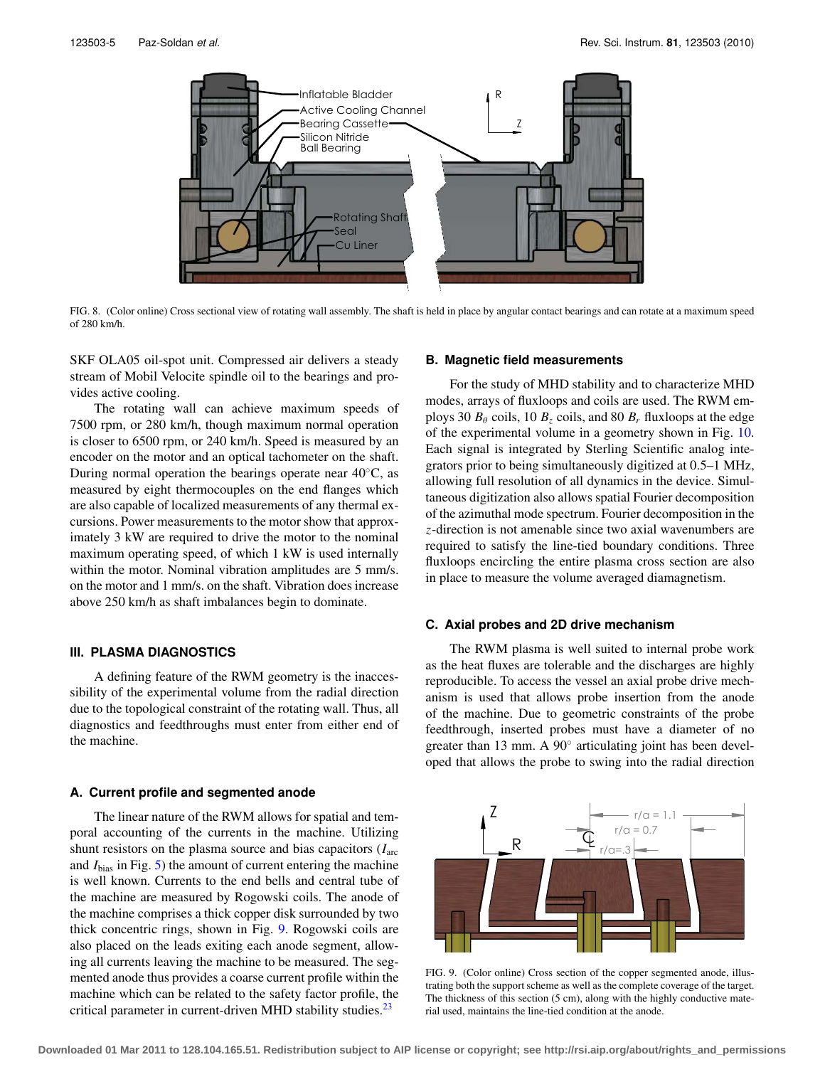FIG. 8. (Color online) Cross sectional view of rotating wall assembly. The shaft is held in place by angular contact bearings and can rotate at a maximum speed of 280 km/h.

SKF OLA05 oil-spot unit. Compressed air delivers a steady stream of Mobil Velocite spindle oil to the bearings and provides active cooling.

The rotating wall can achieve maximum speeds of 7500 rpm, or 280 km/h, though maximum normal operation is closer to 6500 rpm, or 240 km/h. Speed is measured by an encoder on the motor and an optical tachometer on the shaft. During normal operation the bearings operate near 40°C, as measured by eight thermocouples on the end flanges which are also capable of localized measurements of any thermal excursions. Power measurements to the motor show that approximately 3 kW are required to drive the motor to the nominal maximum operating speed, of which 1 kW is used internally within the motor. Nominal vibration amplitudes are 5 mm/s. on the motor and 1 mm/s. on the shaft. Vibration does increase above 250 km/h as shaft imbalances begin to dominate.

## III. PLASMA DIAGNOSTICS

A defining feature of the RWM geometry is the inaccessibility of the experimental volume from the radial direction due to the topological constraint of the rotating wall. Thus, all diagnostics and feedthroughs must enter from either end of the machine.

### A. Current profile and segmented anode

The linear nature of the RWM allows for spatial and temporal accounting of the currents in the machine. Utilizing shunt resistors on the plasma source and bias capacitors ($I_{\mathrm{arc}}$ and $I_{\mathrm{bias}}$ in Fig. 5) the amount of current entering the machine is well known. Currents to the end bells and central tube of the machine are measured by Rogowski coils. The anode of the machine comprises a thick copper disk surrounded by two thick concentric rings, shown in Fig. 9. Rogowski coils are also placed on the leads exiting each anode segment, allowing all currents leaving the machine to be measured. The segmented anode thus provides a coarse current profile within the machine which can be related to the safety factor profile, the critical parameter in current-driven MHD stability studies.[23]

### B. Magnetic field measurements

For the study of MHD stability and to characterize MHD modes, arrays of fluxloops and coils are used. The RWM employs 30 $B_\theta$ coils, 10 $B_z$ coils, and 80 $B_r$ fluxloops at the edge of the experimental volume in a geometry shown in Fig. 10. Each signal is integrated by Sterling Scientific analog integrators prior to being simultaneously digitized at 0.5–1 MHz, allowing full resolution of all dynamics in the device. Simultaneous digitization also allows spatial Fourier decomposition of the azimuthal mode spectrum. Fourier decomposition in the $z$-direction is not amenable since two axial wavenumbers are required to satisfy the line-tied boundary conditions. Three fluxloops encircling the entire plasma cross section are also in place to measure the volume averaged diamagnetism.

### C. Axial probes and 2D drive mechanism

The RWM plasma is well suited to internal probe work as the heat fluxes are tolerable and the discharges are highly reproducible. To access the vessel an axial probe drive mechanism is used that allows probe insertion from the anode of the machine. Due to geometric constraints of the probe feedthrough, inserted probes must have a diameter of no greater than 13 mm. A 90° articulating joint has been developed that allows the probe to swing into the radial direction

FIG. 9. (Color online) Cross section of the copper segmented anode, illustrating both the support scheme as well as the complete coverage of the target. The thickness of this section (5 cm), along with the highly conductive material used, maintains the line-tied condition at the anode.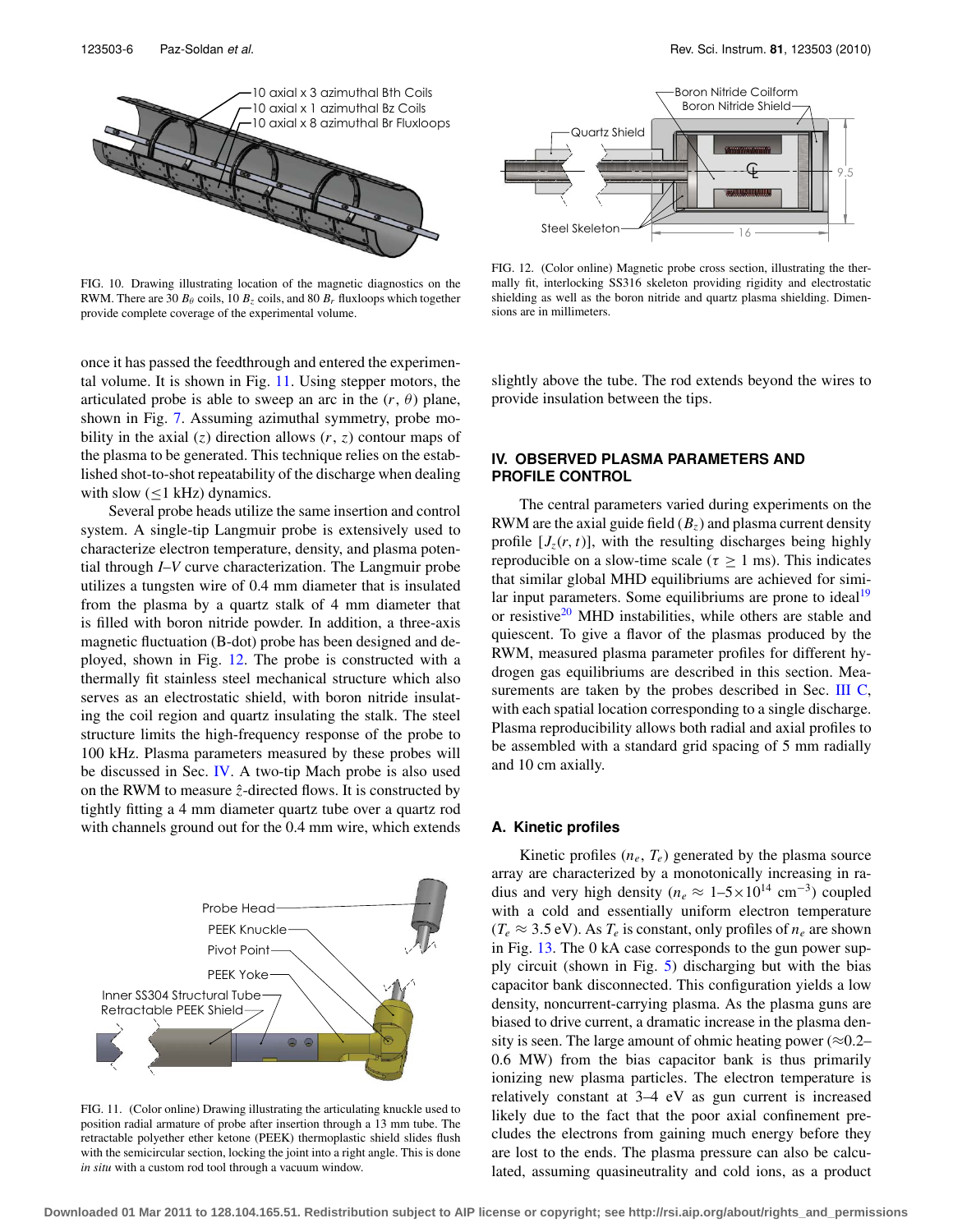FIG. 10. Drawing illustrating location of the magnetic diagnostics on the RWM. There are 30 $B_\theta$ coils, 10 $B_z$ coils, and 80 $B_r$ fluxloops which together provide complete coverage of the experimental volume.

FIG. 12. (Color online) Magnetic probe cross section, illustrating the thermally fit, interlocking SS316 skeleton providing rigidity and electrostatic shielding as well as the boron nitride and quartz plasma shielding. Dimensions are in millimeters.

once it has passed the feedthrough and entered the experimental volume. It is shown in Fig. 11. Using stepper motors, the articulated probe is able to sweep an arc in the $(r, \theta)$ plane, shown in Fig. 7. Assuming azimuthal symmetry, probe mobility in the axial ($z$) direction allows $(r, z)$ contour maps of the plasma to be generated. This technique relies on the established shot-to-shot repeatability of the discharge when dealing with slow ($\leq$1 kHz) dynamics.

Several probe heads utilize the same insertion and control system. A single-tip Langmuir probe is extensively used to characterize electron temperature, density, and plasma potential through *I–V* curve characterization. The Langmuir probe utilizes a tungsten wire of 0.4 mm diameter that is insulated from the plasma by a quartz stalk of 4 mm diameter that is filled with boron nitride powder. In addition, a three-axis magnetic fluctuation (B-dot) probe has been designed and deployed, shown in Fig. 12. The probe is constructed with a thermally fit stainless steel mechanical structure which also serves as an electrostatic shield, with boron nitride insulating the coil region and quartz insulating the stalk. The steel structure limits the high-frequency response of the probe to 100 kHz. Plasma parameters measured by these probes will be discussed in Sec. IV. A two-tip Mach probe is also used on the RWM to measure $\hat{z}$-directed flows. It is constructed by tightly fitting a 4 mm diameter quartz tube over a quartz rod with channels ground out for the 0.4 mm wire, which extends slightly above the tube. The rod extends beyond the wires to provide insulation between the tips.

FIG. 11. (Color online) Drawing illustrating the articulating knuckle used to position radial armature of probe after insertion through a 13 mm tube. The retractable polyether ether ketone (PEEK) thermoplastic shield slides flush with the semicircular section, locking the joint into a right angle. This is done *in situ* with a custom rod tool through a vacuum window.

## IV. OBSERVED PLASMA PARAMETERS AND PROFILE CONTROL

The central parameters varied during experiments on the RWM are the axial guide field ($B_z$) and plasma current density profile $[J_z(r, t)]$, with the resulting discharges being highly reproducible on a slow-time scale ($\tau \geq 1$ ms). This indicates that similar global MHD equilibriums are achieved for similar input parameters. Some equilibriums are prone to ideal[19] or resistive[20] MHD instabilities, while others are stable and quiescent. To give a flavor of the plasmas produced by the RWM, measured plasma parameter profiles for different hydrogen gas equilibriums are described in this section. Measurements are taken by the probes described in Sec. III C, with each spatial location corresponding to a single discharge. Plasma reproducibility allows both radial and axial profiles to be assembled with a standard grid spacing of 5 mm radially and 10 cm axially.

### A. Kinetic profiles

Kinetic profiles ($n_e$, $T_e$) generated by the plasma source array are characterized by a monotonically increasing in radius and very high density ($n_e \approx 1$–$5\times10^{14}$ cm$^{-3}$) coupled with a cold and essentially uniform electron temperature ($T_e \approx 3.5$ eV). As $T_e$ is constant, only profiles of $n_e$ are shown in Fig. 13. The 0 kA case corresponds to the gun power supply circuit (shown in Fig. 5) discharging but with the bias capacitor bank disconnected. This configuration yields a low density, noncurrent-carrying plasma. As the plasma guns are biased to drive current, a dramatic increase in the plasma density is seen. The large amount of ohmic heating power ($\approx$0.2–0.6 MW) from the bias capacitor bank is thus primarily ionizing new plasma particles. The electron temperature is relatively constant at 3–4 eV as gun current is increased likely due to the fact that the poor axial confinement precludes the electrons from gaining much energy before they are lost to the ends. The plasma pressure can also be calculated, assuming quasineutrality and cold ions, as a product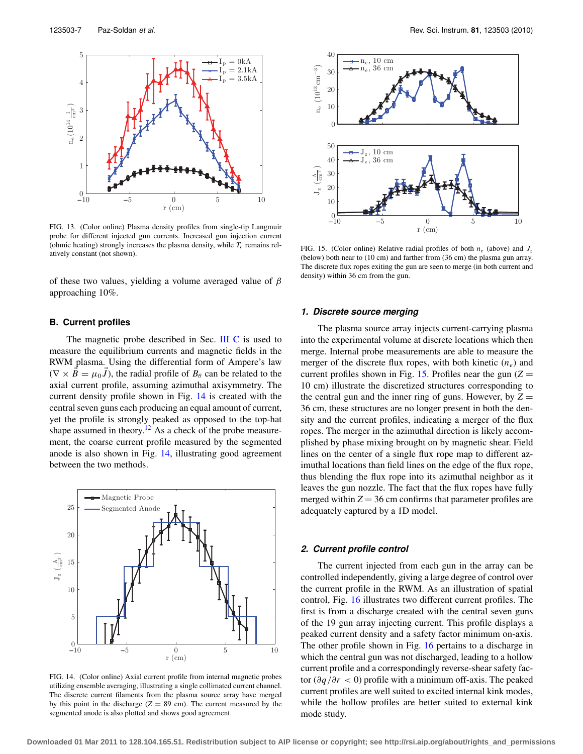FIG. 13. (Color online) Plasma density profiles from single-tip Langmuir probe for different injected gun currents. Increased gun injection current (ohmic heating) strongly increases the plasma density, while $T_e$ remains relatively constant (not shown).

of these two values, yielding a volume averaged value of $\beta$ approaching 10%.

## B. Current profiles

The magnetic probe described in Sec. III C is used to measure the equilibrium currents and magnetic fields in the RWM plasma. Using the differential form of Ampere's law ($\nabla \times \vec{B} = \mu_0 \vec{J}$), the radial profile of $B_\theta$ can be related to the axial current profile, assuming azimuthal axisymmetry. The current density profile shown in Fig. 14 is created with the central seven guns each producing an equal amount of current, yet the profile is strongly peaked as opposed to the top-hat shape assumed in theory.[12] As a check of the probe measurement, the coarse current profile measured by the segmented anode is also shown in Fig. 14, illustrating good agreement between the two methods.

FIG. 14. (Color online) Axial current profile from internal magnetic probes utilizing ensemble averaging, illustrating a single collimated current channel. The discrete current filaments from the plasma source array have merged by this point in the discharge ($Z = 89$ cm). The current measured by the segmented anode is also plotted and shows good agreement.

FIG. 15. (Color online) Relative radial profiles of both $n_e$ (above) and $J_z$ (below) both near to (10 cm) and farther from (36 cm) the plasma gun array. The discrete flux ropes exiting the gun are seen to merge (in both current and density) within 36 cm from the gun.

### 1. Discrete source merging

The plasma source array injects current-carrying plasma into the experimental volume at discrete locations which then merge. Internal probe measurements are able to measure the merger of the discrete flux ropes, with both kinetic ($n_e$) and current profiles shown in Fig. 15. Profiles near the gun ($Z = 10$ cm) illustrate the discretized structures corresponding to the central gun and the inner ring of guns. However, by $Z = 36$ cm, these structures are no longer present in both the density and the current profiles, indicating a merger of the flux ropes. The merger in the azimuthal direction is likely accomplished by phase mixing brought on by magnetic shear. Field lines on the center of a single flux rope map to different azimuthal locations than field lines on the edge of the flux rope, thus blending the flux rope into its azimuthal neighbor as it leaves the gun nozzle. The fact that the flux ropes have fully merged within $Z = 36$ cm confirms that parameter profiles are adequately captured by a 1D model.

### 2. Current profile control

The current injected from each gun in the array can be controlled independently, giving a large degree of control over the current profile in the RWM. As an illustration of spatial control, Fig. 16 illustrates two different current profiles. The first is from a discharge created with the central seven guns of the 19 gun array injecting current. This profile displays a peaked current density and a safety factor minimum on-axis. The other profile shown in Fig. 16 pertains to a discharge in which the central gun was not discharged, leading to a hollow current profile and a correspondingly reverse-shear safety factor ($\partial q/\partial r < 0$) profile with a minimum off-axis. The peaked current profiles are well suited to excited internal kink modes, while the hollow profiles are better suited to external kink mode study.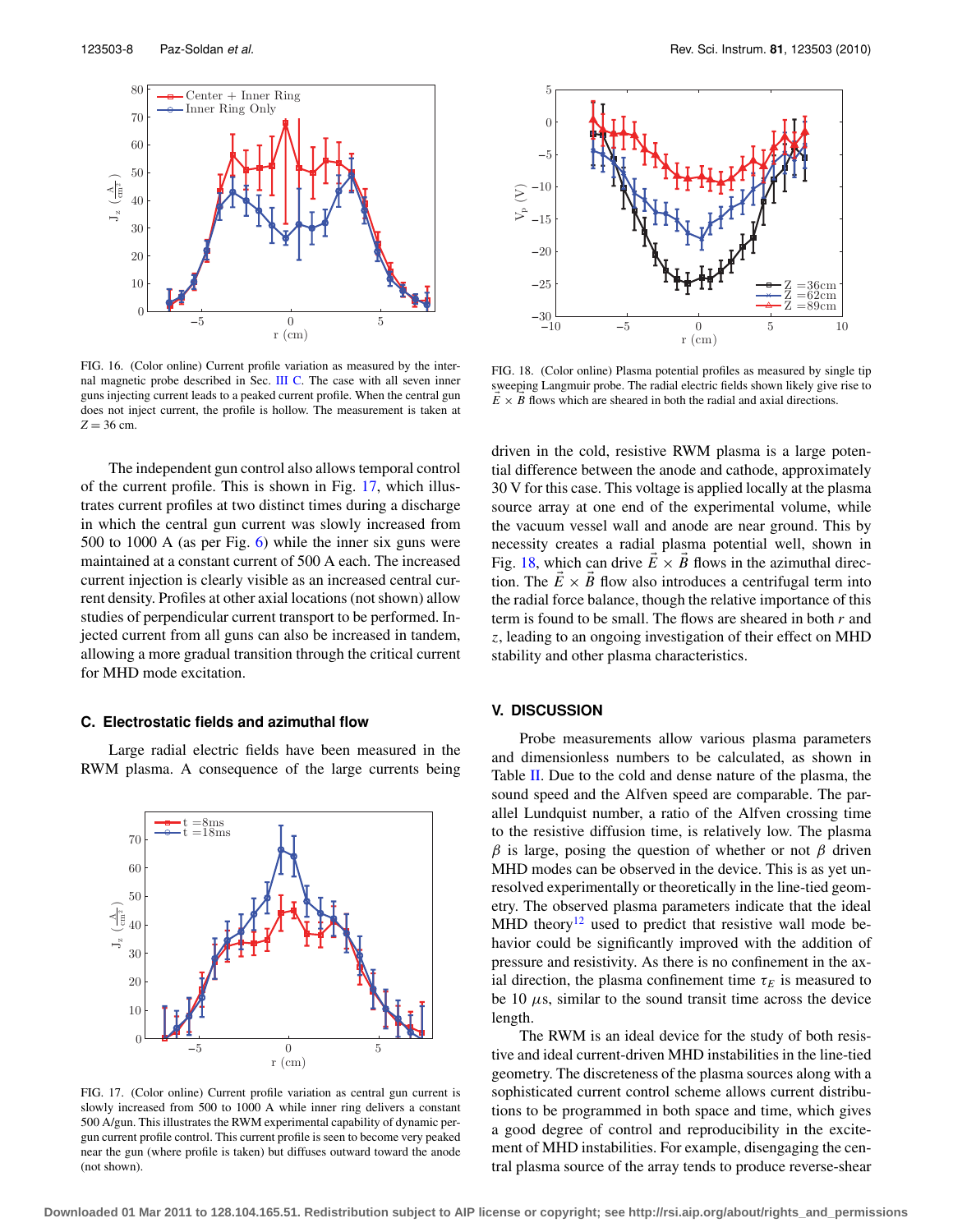FIG. 16. (Color online) Current profile variation as measured by the internal magnetic probe described in Sec. III C. The case with all seven inner guns injecting current leads to a peaked current profile. When the central gun does not inject current, the profile is hollow. The measurement is taken at $Z = 36$ cm.

The independent gun control also allows temporal control of the current profile. This is shown in Fig. 17, which illustrates current profiles at two distinct times during a discharge in which the central gun current was slowly increased from 500 to 1000 A (as per Fig. 6) while the inner six guns were maintained at a constant current of 500 A each. The increased current injection is clearly visible as an increased central current density. Profiles at other axial locations (not shown) allow studies of perpendicular current transport to be performed. Injected current from all guns can also be increased in tandem, allowing a more gradual transition through the critical current for MHD mode excitation.

### C. Electrostatic fields and azimuthal flow

Large radial electric fields have been measured in the RWM plasma. A consequence of the large currents being driven in the cold, resistive RWM plasma is a large potential difference between the anode and cathode, approximately 30 V for this case. This voltage is applied locally at the plasma source array at one end of the experimental volume, while the vacuum vessel wall and anode are near ground. This by necessity creates a radial plasma potential well, shown in Fig. 18, which can drive $\vec{E} \times \vec{B}$ flows in the azimuthal direction. The $\vec{E} \times \vec{B}$ flow also introduces a centrifugal term into the radial force balance, though the relative importance of this term is found to be small. The flows are sheared in both $r$ and $z$, leading to an ongoing investigation of their effect on MHD stability and other plasma characteristics.

FIG. 17. (Color online) Current profile variation as central gun current is slowly increased from 500 to 1000 A while inner ring delivers a constant 500 A/gun. This illustrates the RWM experimental capability of dynamic per-gun current profile control. This current profile is seen to become very peaked near the gun (where profile is taken) but diffuses outward toward the anode (not shown).

FIG. 18. (Color online) Plasma potential profiles as measured by single tip sweeping Langmuir probe. The radial electric fields shown likely give rise to $\vec{E} \times \vec{B}$ flows which are sheared in both the radial and axial directions.

## V. DISCUSSION

Probe measurements allow various plasma parameters and dimensionless numbers to be calculated, as shown in Table II. Due to the cold and dense nature of the plasma, the sound speed and the Alfven speed are comparable. The parallel Lundquist number, a ratio of the Alfven crossing time to the resistive diffusion time, is relatively low. The plasma $\beta$ is large, posing the question of whether or not $\beta$ driven MHD modes can be observed in the device. This is as yet unresolved experimentally or theoretically in the line-tied geometry. The observed plasma parameters indicate that the ideal MHD theory[12] used to predict that resistive wall mode behavior could be significantly improved with the addition of pressure and resistivity. As there is no confinement in the axial direction, the plasma confinement time $\tau_E$ is measured to be 10 $\mu$s, similar to the sound transit time across the device length.

The RWM is an ideal device for the study of both resistive and ideal current-driven MHD instabilities in the line-tied geometry. The discreteness of the plasma sources along with a sophisticated current control scheme allows current distributions to be programmed in both space and time, which gives a good degree of control and reproducibility in the excitement of MHD instabilities. For example, disengaging the central plasma source of the array tends to produce reverse-shear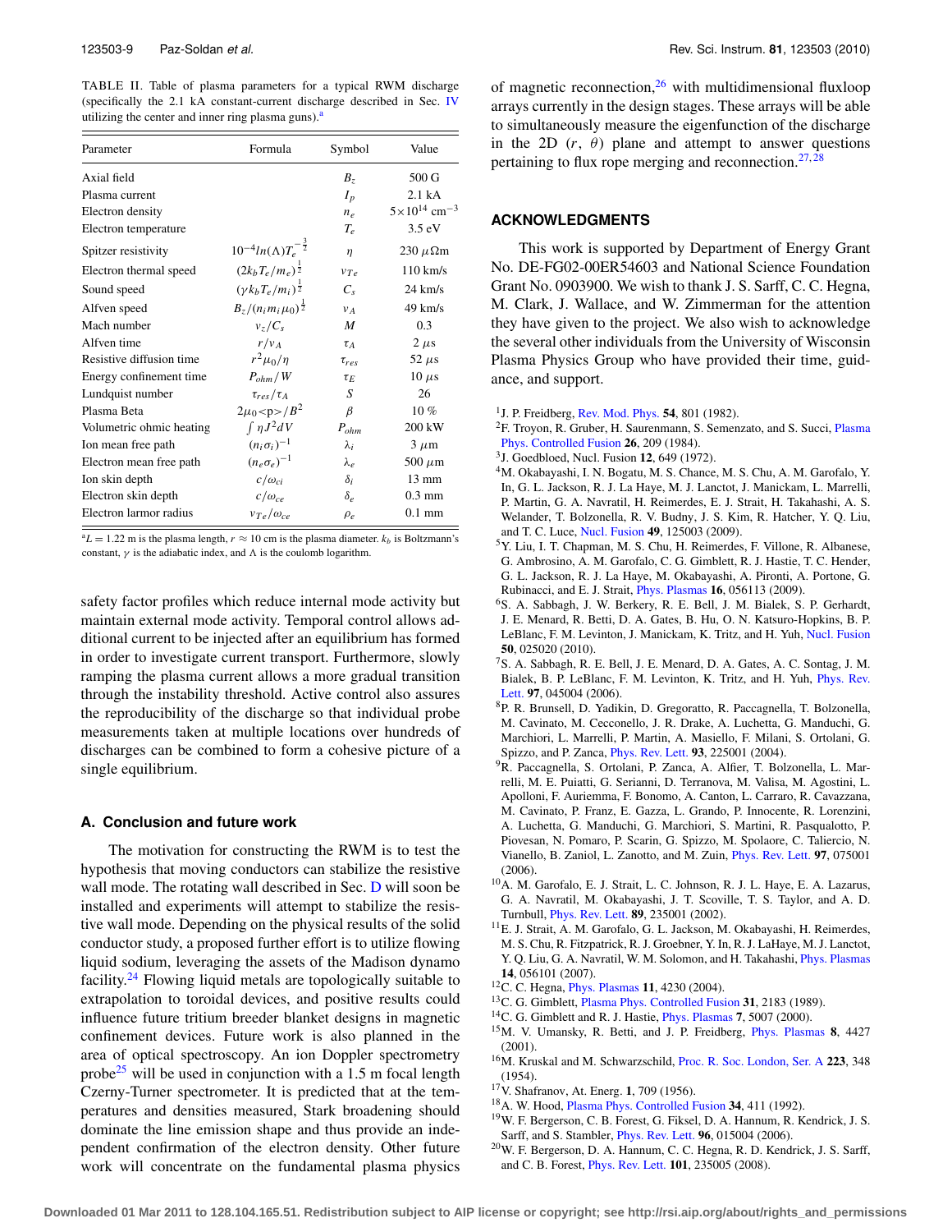TABLE II. Table of plasma parameters for a typical RWM discharge (specifically the 2.1 kA constant-current discharge described in Sec. IV utilizing the center and inner ring plasma guns).[a]

| Parameter | Formula | Symbol | Value |
|---|---|---|---|
| Axial field | | $B_z$ | 500 G |
| Plasma current | | $I_p$ | 2.1 kA |
| Electron density | | $n_e$ | $5\times10^{14}$ cm$^{-3}$ |
| Electron temperature | | $T_e$ | 3.5 eV |
| Spitzer resistivity | $10^{-4} ln(\Lambda) T_e^{-\frac{3}{2}}$ | $\eta$ | 230 $\mu\Omega$m |
| Electron thermal speed | $(2k_b T_e/m_e)^{\frac{1}{2}}$ | $v_{Te}$ | 110 km/s |
| Sound speed | $(\gamma k_b T_e/m_i)^{\frac{1}{2}}$ | $C_s$ | 24 km/s |
| Alfven speed | $B_z/(n_i m_i \mu_0)^{\frac{1}{2}}$ | $v_A$ | 49 km/s |
| Mach number | $v_z/C_s$ | $M$ | 0.3 |
| Alfven time | $r/v_A$ | $\tau_A$ | 2 $\mu$s |
| Resistive diffusion time | $r^2\mu_0/\eta$ | $\tau_{res}$ | 52 $\mu$s |
| Energy confinement time | $P_{ohm}/W$ | $\tau_E$ | 10 $\mu$s |
| Lundquist number | $\tau_{res}/\tau_A$ | $S$ | 26 |
| Plasma Beta | $2\mu_0 \langle p \rangle / B^2$ | $\beta$ | 10 % |
| Volumetric ohmic heating | $\int \eta J^2 dV$ | $P_{ohm}$ | 200 kW |
| Ion mean free path | $(n_i\sigma_i)^{-1}$ | $\lambda_i$ | 3 $\mu$m |
| Electron mean free path | $(n_e\sigma_e)^{-1}$ | $\lambda_e$ | 500 $\mu$m |
| Ion skin depth | $c/\omega_{ci}$ | $\delta_i$ | 13 mm |
| Electron skin depth | $c/\omega_{ce}$ | $\delta_e$ | 0.3 mm |
| Electron larmor radius | $v_{Te}/\omega_{ce}$ | $\rho_e$ | 0.1 mm |

[a] $L = 1.22$ m is the plasma length, $r \approx 10$ cm is the plasma diameter. $k_b$ is Boltzmann's constant, $\gamma$ is the adiabatic index, and $\Lambda$ is the coulomb logarithm.

safety factor profiles which reduce internal mode activity but maintain external mode activity. Temporal control allows additional current to be injected after an equilibrium has formed in order to investigate current transport. Furthermore, slowly ramping the plasma current allows a more gradual transition through the instability threshold. Active control also assures the reproducibility of the discharge so that individual probe measurements taken at multiple locations over hundreds of discharges can be combined to form a cohesive picture of a single equilibrium.

### A. Conclusion and future work

The motivation for constructing the RWM is to test the hypothesis that moving conductors can stabilize the resistive wall mode. The rotating wall described in Sec. D will soon be installed and experiments will attempt to stabilize the resistive wall mode. Depending on the physical results of the solid conductor study, a proposed further effort is to utilize flowing liquid sodium, leveraging the assets of the Madison dynamo facility.[24] Flowing liquid metals are topologically suitable to extrapolation to toroidal devices, and positive results could influence future tritium breeder blanket designs in magnetic confinement devices. Future work is also planned in the area of optical spectroscopy. An ion Doppler spectrometry probe[25] will be used in conjunction with a 1.5 m focal length Czerny-Turner spectrometer. It is predicted that at the temperatures and densities measured, Stark broadening should dominate the line emission shape and thus provide an independent confirmation of the electron density. Other future work will concentrate on the fundamental plasma physics of magnetic reconnection,[26] with multidimensional fluxloop arrays currently in the design stages. These arrays will be able to simultaneously measure the eigenfunction of the discharge in the 2D ($r$, $\theta$) plane and attempt to answer questions pertaining to flux rope merging and reconnection.[27,28]

## ACKNOWLEDGMENTS

This work is supported by Department of Energy Grant No. DE-FG02-00ER54603 and National Science Foundation Grant No. 0903900. We wish to thank J. S. Sarff, C. C. Hegna, M. Clark, J. Wallace, and W. Zimmerman for the attention they have given to the project. We also wish to acknowledge the several other individuals from the University of Wisconsin Plasma Physics Group who have provided their time, guidance, and support.

[1] J. P. Freidberg, Rev. Mod. Phys. **54**, 801 (1982).
[2] F. Troyon, R. Gruber, H. Saurenmann, S. Semenzato, and S. Succi, Plasma Phys. Controlled Fusion **26**, 209 (1984).
[3] J. Goedbloed, Nucl. Fusion **12**, 649 (1972).
[4] M. Okabayashi, I. N. Bogatu, M. S. Chance, M. S. Chu, A. M. Garofalo, Y. In, G. L. Jackson, R. J. La Haye, M. J. Lanctot, J. Manickam, L. Marrelli, P. Martin, G. A. Navratil, H. Reimerdes, E. J. Strait, H. Takahashi, A. S. Welander, T. Bolzonella, R. V. Budny, J. S. Kim, R. Hatcher, Y. Q. Liu, and T. C. Luce, Nucl. Fusion **49**, 125003 (2009).
[5] Y. Liu, I. T. Chapman, M. S. Chu, H. Reimerdes, F. Villone, R. Albanese, G. Ambrosino, A. M. Garofalo, C. G. Gimblett, R. J. Hastie, T. C. Hender, G. L. Jackson, R. J. La Haye, M. Okabayashi, A. Pironti, A. Portone, G. Rubinacci, and E. J. Strait, Phys. Plasmas **16**, 056113 (2009).
[6] S. A. Sabbagh, J. W. Berkery, R. E. Bell, J. M. Bialek, S. P. Gerhardt, J. E. Menard, R. Betti, D. A. Gates, B. Hu, O. N. Katsuro-Hopkins, B. P. LeBlanc, F. M. Levinton, J. Manickam, K. Tritz, and H. Yuh, Nucl. Fusion **50**, 025020 (2010).
[7] S. A. Sabbagh, R. E. Bell, J. E. Menard, D. A. Gates, A. C. Sontag, J. M. Bialek, B. P. LeBlanc, F. M. Levinton, K. Tritz, and H. Yuh, Phys. Rev. Lett. **97**, 045004 (2006).
[8] P. R. Brunsell, D. Yadikin, D. Gregoratto, R. Paccagnella, T. Bolzonella, M. Cavinato, M. Cecconello, J. R. Drake, A. Luchetta, G. Manduchi, G. Marchiori, L. Marrelli, P. Martin, A. Masiello, F. Milani, S. Ortolani, G. Spizzo, and P. Zanca, Phys. Rev. Lett. **93**, 225001 (2004).
[9] R. Paccagnella, S. Ortolani, P. Zanca, A. Alfier, T. Bolzonella, L. Marrelli, M. E. Puiatti, G. Serianni, D. Terranova, M. Valisa, M. Agostini, L. Apolloni, F. Auriemma, F. Bonomo, A. Canton, L. Carraro, R. Cavazzana, M. Cavinato, P. Franz, E. Gazza, L. Grando, P. Innocente, R. Lorenzini, A. Luchetta, G. Manduchi, G. Marchiori, S. Martini, R. Pasqualotto, P. Piovesan, N. Pomaro, P. Scarin, G. Spizzo, M. Spolaore, C. Taliercio, N. Vianello, B. Zaniol, L. Zanotto, and M. Zuin, Phys. Rev. Lett. **97**, 075001 (2006).
[10] A. M. Garofalo, E. J. Strait, L. C. Johnson, R. J. L. Haye, E. A. Lazarus, G. A. Navratil, M. Okabayashi, J. T. Scoville, T. S. Taylor, and A. D. Turnbull, Phys. Rev. Lett. **89**, 235001 (2002).
[11] E. J. Strait, A. M. Garofalo, G. L. Jackson, M. Okabayashi, H. Reimerdes, M. S. Chu, R. Fitzpatrick, R. J. Groebner, Y. In, R. J. LaHaye, M. J. Lanctot, Y. Q. Liu, G. A. Navratil, W. M. Solomon, and H. Takahashi, Phys. Plasmas **14**, 056101 (2007).
[12] C. C. Hegna, Phys. Plasmas **11**, 4230 (2004).
[13] C. G. Gimblett, Plasma Phys. Controlled Fusion **31**, 2183 (1989).
[14] C. G. Gimblett and R. J. Hastie, Phys. Plasmas **7**, 5007 (2000).
[15] M. V. Umansky, R. Betti, and J. P. Freidberg, Phys. Plasmas **8**, 4427 (2001).
[16] M. Kruskal and M. Schwarzschild, Proc. R. Soc. London, Ser. A **223**, 348 (1954).
[17] V. Shafranov, At. Energ. **1**, 709 (1956).
[18] A. W. Hood, Plasma Phys. Controlled Fusion **34**, 411 (1992).
[19] W. F. Bergerson, C. B. Forest, G. Fiksel, D. A. Hannum, R. Kendrick, J. S. Sarff, and S. Stambler, Phys. Rev. Lett. **96**, 015004 (2006).
[20] W. F. Bergerson, D. A. Hannum, C. C. Hegna, R. D. Kendrick, J. S. Sarff, and C. B. Forest, Phys. Rev. Lett. **101**, 235005 (2008).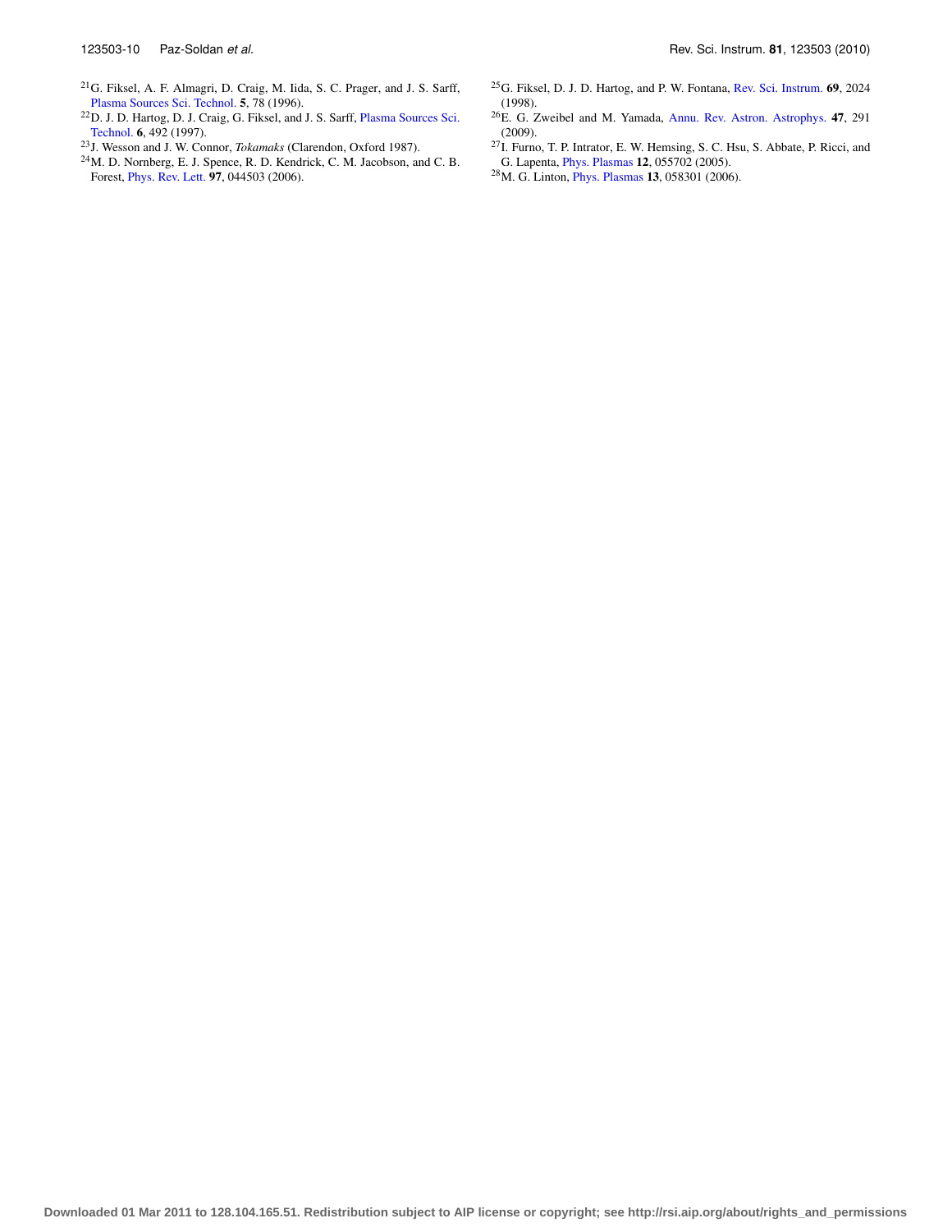[21] G. Fiksel, A. F. Almagri, D. Craig, M. Iida, S. C. Prager, and J. S. Sarff, Plasma Sources Sci. Technol. **5**, 78 (1996).

[22] D. J. D. Hartog, D. J. Craig, G. Fiksel, and J. S. Sarff, Plasma Sources Sci. Technol. **6**, 492 (1997).

[23] J. Wesson and J. W. Connor, *Tokamaks* (Clarendon, Oxford 1987).

[24] M. D. Nornberg, E. J. Spence, R. D. Kendrick, C. M. Jacobson, and C. B. Forest, Phys. Rev. Lett. **97**, 044503 (2006).

[25] G. Fiksel, D. J. D. Hartog, and P. W. Fontana, Rev. Sci. Instrum. **69**, 2024 (1998).

[26] E. G. Zweibel and M. Yamada, Annu. Rev. Astron. Astrophys. **47**, 291 (2009).

[27] I. Furno, T. P. Intrator, E. W. Hemsing, S. C. Hsu, S. Abbate, P. Ricci, and G. Lapenta, Phys. Plasmas **12**, 055702 (2005).

[28] M. G. Linton, Phys. Plasmas **13**, 058301 (2006).